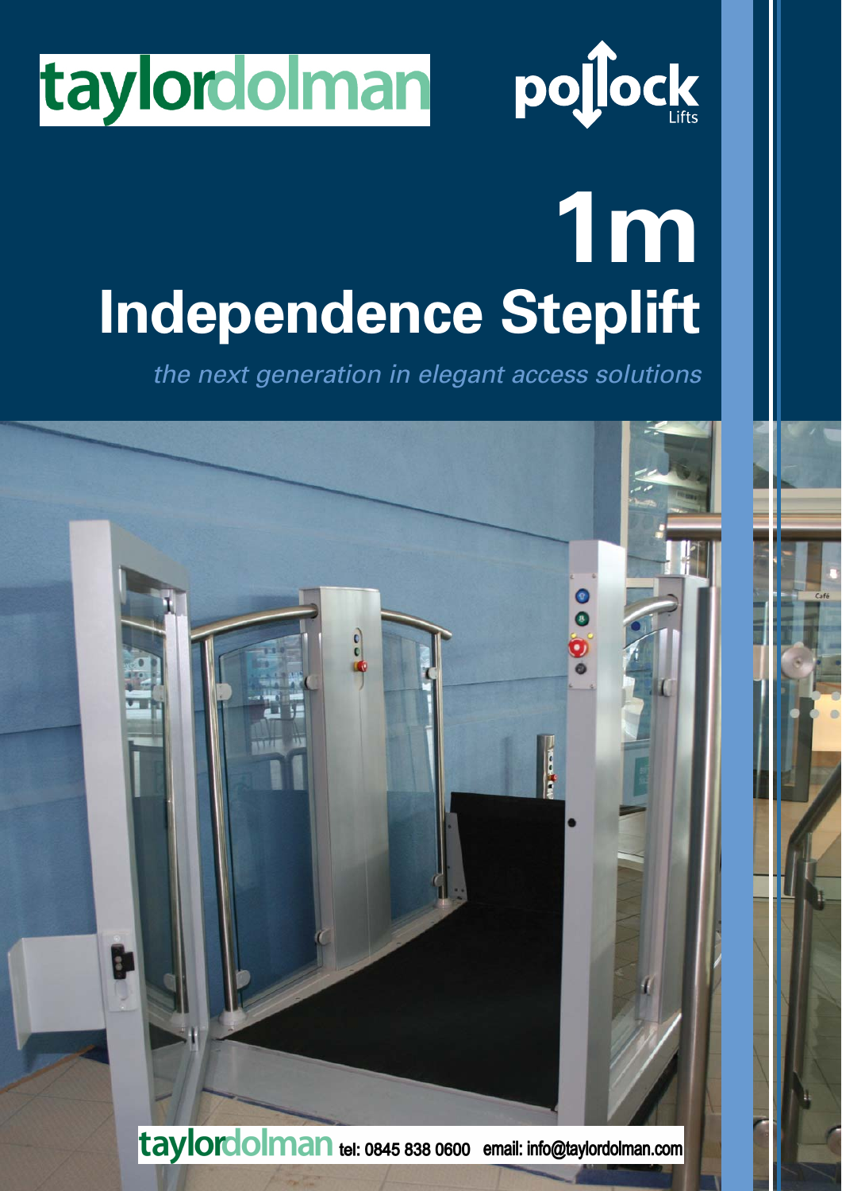taylordolman

pollock Lifts

# 1m Independence Steplift

*the next generation in elegant access solutions*

taylordolman tel: 0845 838 0600 email: info@taylordolman.com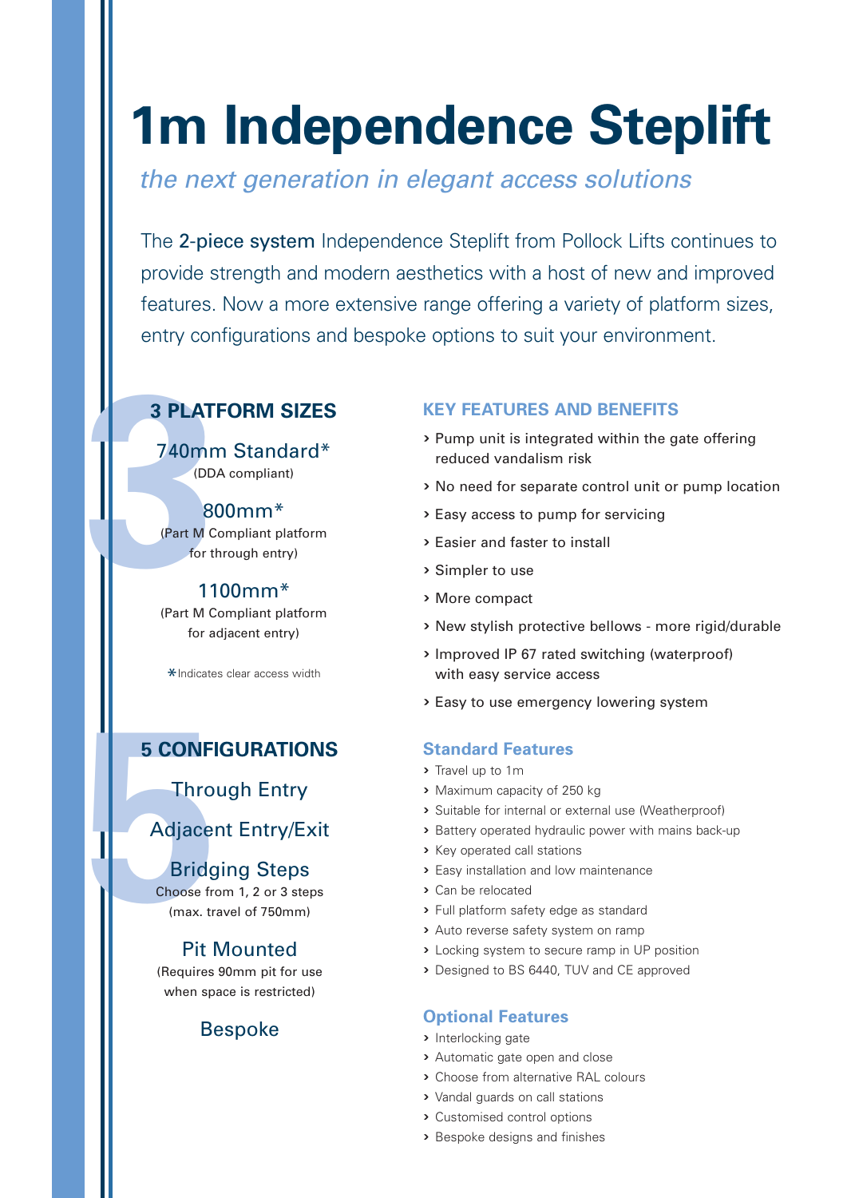# 1m Independence Steplift

*the next generation in elegant access solutions*

The **2-piece system** Independence Steplift from Pollock Lifts continues to provide strength and modern aesthetics with a host of new and improved features. Now a more extensive range offering a variety of platform sizes, entry configurations and bespoke options to suit your environment.

## 3 PLATFORM SIZES

**740mm Standard***
(DDA compliant)

**800mm***
(Part M Compliant platform for through entry)

**1100mm***
(Part M Compliant platform for adjacent entry)

*Indicates clear access width

## 5 CONFIGURATIONS

**Through Entry**

**Adjacent Entry/Exit**

**Bridging Steps**
Choose from 1, 2 or 3 steps (max. travel of 750mm)

**Pit Mounted**
(Requires 90mm pit for use when space is restricted)

**Bespoke**

## KEY FEATURES AND BENEFITS

- Pump unit is integrated within the gate offering reduced vandalism risk
- No need for separate control unit or pump location
- Easy access to pump for servicing
- Easier and faster to install
- Simpler to use
- More compact
- New stylish protective bellows - more rigid/durable
- Improved IP 67 rated switching (waterproof) with easy service access
- Easy to use emergency lowering system

### Standard Features

- Travel up to 1m
- Maximum capacity of 250 kg
- Suitable for internal or external use (Weatherproof)
- Battery operated hydraulic power with mains back-up
- Key operated call stations
- Easy installation and low maintenance
- Can be relocated
- Full platform safety edge as standard
- Auto reverse safety system on ramp
- Locking system to secure ramp in UP position
- Designed to BS 6440, TUV and CE approved

### Optional Features

- Interlocking gate
- Automatic gate open and close
- Choose from alternative RAL colours
- Vandal guards on call stations
- Customised control options
- Bespoke designs and finishes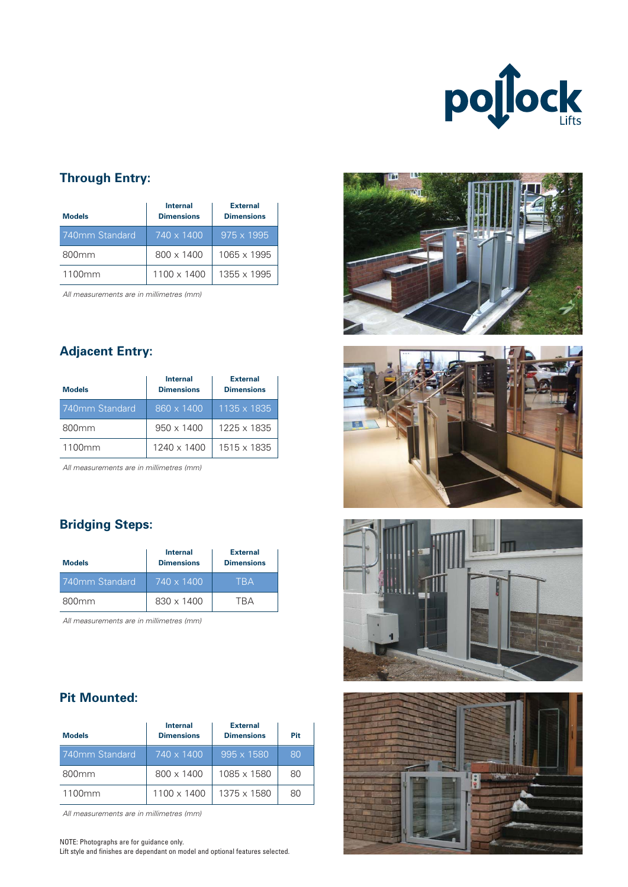## Through Entry:

| Models | Internal Dimensions | External Dimensions |
|---|---|---|
| 740mm Standard | 740 x 1400 | 975 x 1995 |
| 800mm | 800 x 1400 | 1065 x 1995 |
| 1100mm | 1100 x 1400 | 1355 x 1995 |

*All measurements are in millimetres (mm)*

## Adjacent Entry:

| Models | Internal Dimensions | External Dimensions |
|---|---|---|
| 740mm Standard | 860 x 1400 | 1135 x 1835 |
| 800mm | 950 x 1400 | 1225 x 1835 |
| 1100mm | 1240 x 1400 | 1515 x 1835 |

*All measurements are in millimetres (mm)*

## Bridging Steps:

| Models | Internal Dimensions | External Dimensions |
|---|---|---|
| 740mm Standard | 740 x 1400 | TBA |
| 800mm | 830 x 1400 | TBA |

*All measurements are in millimetres (mm)*

## Pit Mounted:

| Models | Internal Dimensions | External Dimensions | Pit |
|---|---|---|---|
| 740mm Standard | 740 x 1400 | 995 x 1580 | 80 |
| 800mm | 800 x 1400 | 1085 x 1580 | 80 |
| 1100mm | 1100 x 1400 | 1375 x 1580 | 80 |

*All measurements are in millimetres (mm)*

NOTE: Photographs are for guidance only.
Lift style and finishes are dependant on model and optional features selected.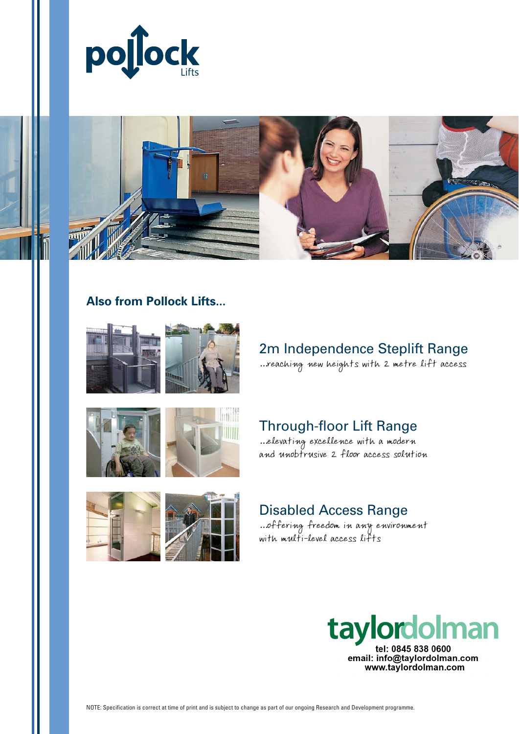pollock Lifts

## Also from Pollock Lifts...

### 2m Independence Steplift Range

...reaching new heights with 2 metre lift access

### Through-floor Lift Range

...elevating excellence with a modern and unobtrusive 2 floor access solution

### Disabled Access Range

...offering freedom in any environment with multi-level access lifts

**taylordolman**

**tel: 0845 838 0600**
**email: info@taylordolman.com**
**www.taylordolman.com**

NOTE: Specification is correct at time of print and is subject to change as part of our ongoing Research and Development programme.